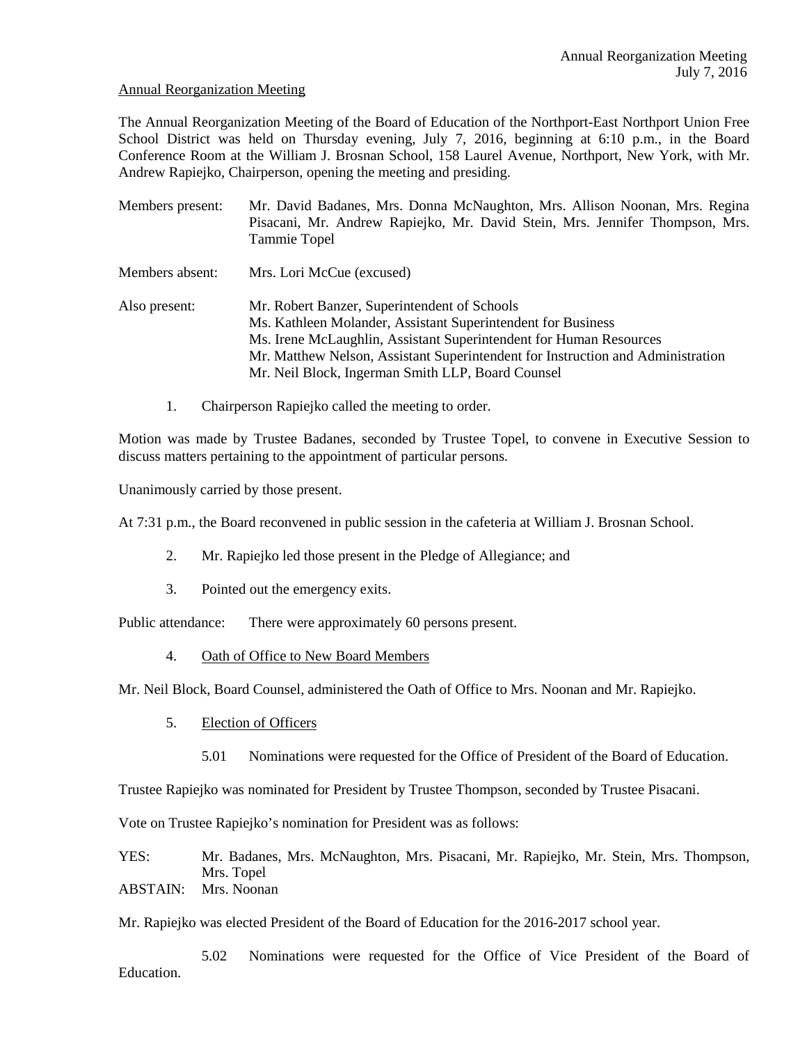Annual Reorganization Meeting

The Annual Reorganization Meeting of the Board of Education of the Northport-East Northport Union Free School District was held on Thursday evening, July 7, 2016, beginning at 6:10 p.m., in the Board Conference Room at the William J. Brosnan School, 158 Laurel Avenue, Northport, New York, with Mr. Andrew Rapiejko, Chairperson, opening the meeting and presiding.

Members present: Mr. David Badanes, Mrs. Donna McNaughton, Mrs. Allison Noonan, Mrs. Regina Pisacani, Mr. Andrew Rapiejko, Mr. David Stein, Mrs. Jennifer Thompson, Mrs. Tammie Topel

Members absent: Mrs. Lori McCue (excused)

Also present: Mr. Robert Banzer, Superintendent of Schools
Ms. Kathleen Molander, Assistant Superintendent for Business
Ms. Irene McLaughlin, Assistant Superintendent for Human Resources
Mr. Matthew Nelson, Assistant Superintendent for Instruction and Administration
Mr. Neil Block, Ingerman Smith LLP, Board Counsel

1. Chairperson Rapiejko called the meeting to order.

Motion was made by Trustee Badanes, seconded by Trustee Topel, to convene in Executive Session to discuss matters pertaining to the appointment of particular persons.

Unanimously carried by those present.

At 7:31 p.m., the Board reconvened in public session in the cafeteria at William J. Brosnan School.

2. Mr. Rapiejko led those present in the Pledge of Allegiance; and

3. Pointed out the emergency exits.

Public attendance: There were approximately 60 persons present.

4. Oath of Office to New Board Members

Mr. Neil Block, Board Counsel, administered the Oath of Office to Mrs. Noonan and Mr. Rapiejko.

5. Election of Officers

5.01 Nominations were requested for the Office of President of the Board of Education.

Trustee Rapiejko was nominated for President by Trustee Thompson, seconded by Trustee Pisacani.

Vote on Trustee Rapiejko's nomination for President was as follows:

YES: Mr. Badanes, Mrs. McNaughton, Mrs. Pisacani, Mr. Rapiejko, Mr. Stein, Mrs. Thompson, Mrs. Topel
ABSTAIN: Mrs. Noonan

Mr. Rapiejko was elected President of the Board of Education for the 2016-2017 school year.

5.02 Nominations were requested for the Office of Vice President of the Board of Education.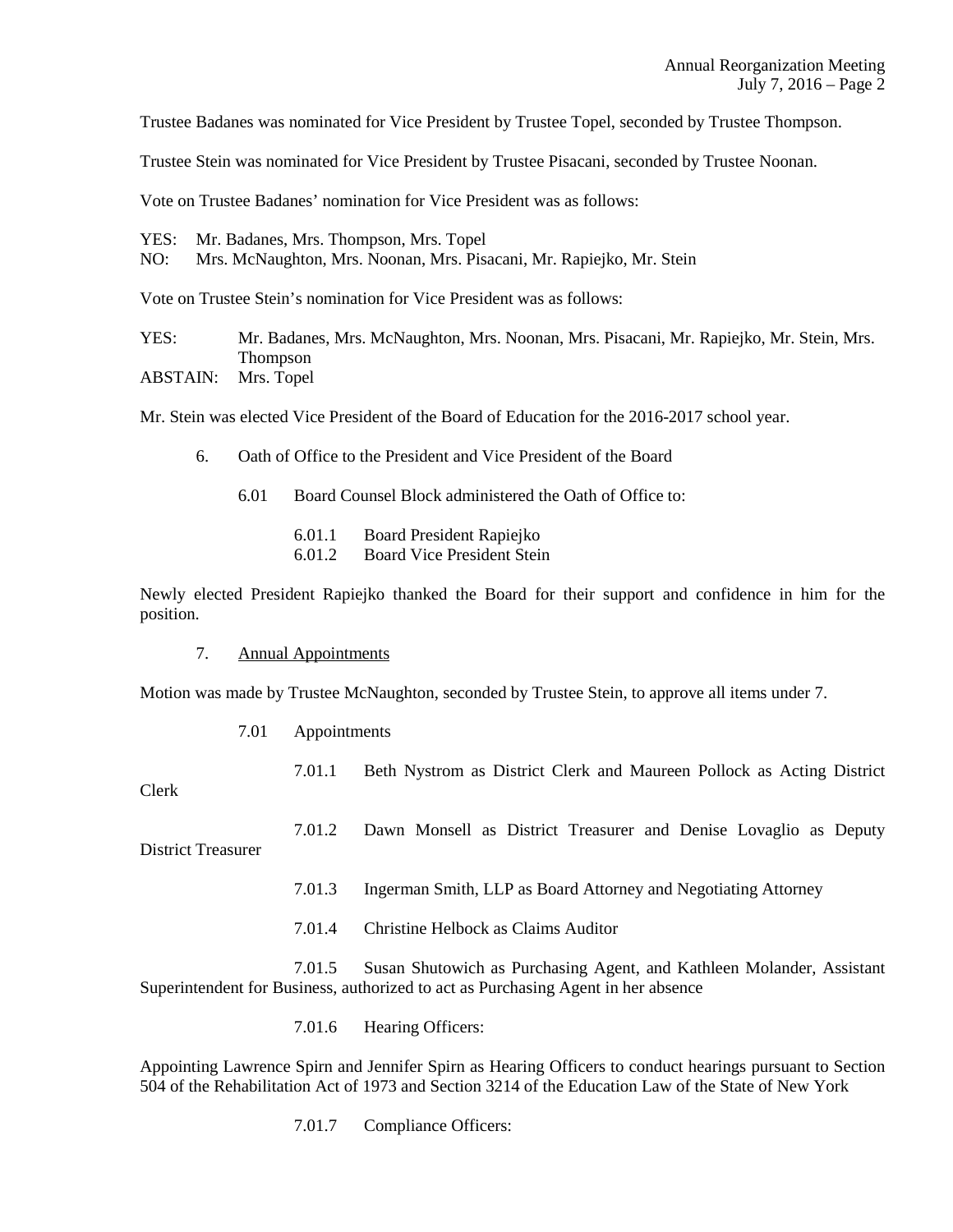Trustee Badanes was nominated for Vice President by Trustee Topel, seconded by Trustee Thompson.

Trustee Stein was nominated for Vice President by Trustee Pisacani, seconded by Trustee Noonan.

Vote on Trustee Badanes' nomination for Vice President was as follows:

YES: Mr. Badanes, Mrs. Thompson, Mrs. Topel
NO: Mrs. McNaughton, Mrs. Noonan, Mrs. Pisacani, Mr. Rapiejko, Mr. Stein

Vote on Trustee Stein's nomination for Vice President was as follows:

YES: Mr. Badanes, Mrs. McNaughton, Mrs. Noonan, Mrs. Pisacani, Mr. Rapiejko, Mr. Stein, Mrs. Thompson
ABSTAIN: Mrs. Topel

Mr. Stein was elected Vice President of the Board of Education for the 2016-2017 school year.

6. Oath of Office to the President and Vice President of the Board

 6.01 Board Counsel Block administered the Oath of Office to:

  6.01.1 Board President Rapiejko
  6.01.2 Board Vice President Stein

Newly elected President Rapiejko thanked the Board for their support and confidence in him for the position.

7. Annual Appointments

Motion was made by Trustee McNaughton, seconded by Trustee Stein, to approve all items under 7.

 7.01 Appointments

  7.01.1 Beth Nystrom as District Clerk and Maureen Pollock as Acting District Clerk

  7.01.2 Dawn Monsell as District Treasurer and Denise Lovaglio as Deputy District Treasurer

  7.01.3 Ingerman Smith, LLP as Board Attorney and Negotiating Attorney

  7.01.4 Christine Helbock as Claims Auditor

  7.01.5 Susan Shutowich as Purchasing Agent, and Kathleen Molander, Assistant Superintendent for Business, authorized to act as Purchasing Agent in her absence

  7.01.6 Hearing Officers:

Appointing Lawrence Spirn and Jennifer Spirn as Hearing Officers to conduct hearings pursuant to Section 504 of the Rehabilitation Act of 1973 and Section 3214 of the Education Law of the State of New York

  7.01.7 Compliance Officers: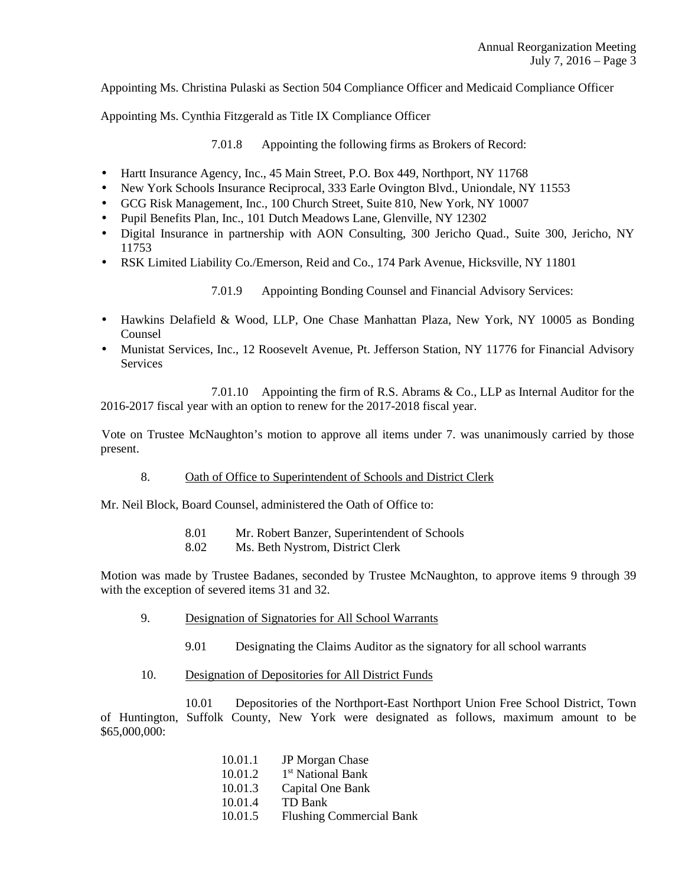Appointing Ms. Christina Pulaski as Section 504 Compliance Officer and Medicaid Compliance Officer

Appointing Ms. Cynthia Fitzgerald as Title IX Compliance Officer

7.01.8 Appointing the following firms as Brokers of Record:

- Hartt Insurance Agency, Inc., 45 Main Street, P.O. Box 449, Northport, NY 11768
- New York Schools Insurance Reciprocal, 333 Earle Ovington Blvd., Uniondale, NY 11553
- GCG Risk Management, Inc., 100 Church Street, Suite 810, New York, NY 10007
- Pupil Benefits Plan, Inc., 101 Dutch Meadows Lane, Glenville, NY 12302
- Digital Insurance in partnership with AON Consulting, 300 Jericho Quad., Suite 300, Jericho, NY 11753
- RSK Limited Liability Co./Emerson, Reid and Co., 174 Park Avenue, Hicksville, NY 11801

7.01.9 Appointing Bonding Counsel and Financial Advisory Services:

- Hawkins Delafield & Wood, LLP, One Chase Manhattan Plaza, New York, NY 10005 as Bonding Counsel
- Munistat Services, Inc., 12 Roosevelt Avenue, Pt. Jefferson Station, NY 11776 for Financial Advisory Services

7.01.10 Appointing the firm of R.S. Abrams & Co., LLP as Internal Auditor for the 2016-2017 fiscal year with an option to renew for the 2017-2018 fiscal year.

Vote on Trustee McNaughton's motion to approve all items under 7. was unanimously carried by those present.

8. Oath of Office to Superintendent of Schools and District Clerk

Mr. Neil Block, Board Counsel, administered the Oath of Office to:

8.01 Mr. Robert Banzer, Superintendent of Schools
8.02 Ms. Beth Nystrom, District Clerk

Motion was made by Trustee Badanes, seconded by Trustee McNaughton, to approve items 9 through 39 with the exception of severed items 31 and 32.

9. Designation of Signatories for All School Warrants

9.01 Designating the Claims Auditor as the signatory for all school warrants

10. Designation of Depositories for All District Funds

10.01 Depositories of the Northport-East Northport Union Free School District, Town of Huntington, Suffolk County, New York were designated as follows, maximum amount to be $65,000,000:

10.01.1 JP Morgan Chase
10.01.2 1st National Bank
10.01.3 Capital One Bank
10.01.4 TD Bank
10.01.5 Flushing Commercial Bank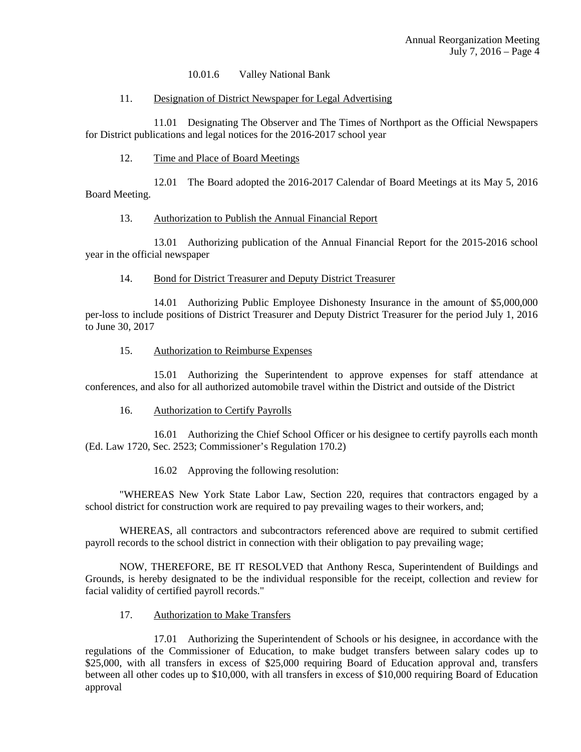10.01.6 Valley National Bank

11. Designation of District Newspaper for Legal Advertising

11.01 Designating The Observer and The Times of Northport as the Official Newspapers for District publications and legal notices for the 2016-2017 school year

12. Time and Place of Board Meetings

12.01 The Board adopted the 2016-2017 Calendar of Board Meetings at its May 5, 2016 Board Meeting.

13. Authorization to Publish the Annual Financial Report

13.01 Authorizing publication of the Annual Financial Report for the 2015-2016 school year in the official newspaper

14. Bond for District Treasurer and Deputy District Treasurer

14.01 Authorizing Public Employee Dishonesty Insurance in the amount of $5,000,000 per-loss to include positions of District Treasurer and Deputy District Treasurer for the period July 1, 2016 to June 30, 2017

15. Authorization to Reimburse Expenses

15.01 Authorizing the Superintendent to approve expenses for staff attendance at conferences, and also for all authorized automobile travel within the District and outside of the District

16. Authorization to Certify Payrolls

16.01 Authorizing the Chief School Officer or his designee to certify payrolls each month (Ed. Law 1720, Sec. 2523; Commissioner's Regulation 170.2)

16.02 Approving the following resolution:

"WHEREAS New York State Labor Law, Section 220, requires that contractors engaged by a school district for construction work are required to pay prevailing wages to their workers, and;

WHEREAS, all contractors and subcontractors referenced above are required to submit certified payroll records to the school district in connection with their obligation to pay prevailing wage;

NOW, THEREFORE, BE IT RESOLVED that Anthony Resca, Superintendent of Buildings and Grounds, is hereby designated to be the individual responsible for the receipt, collection and review for facial validity of certified payroll records."

17. Authorization to Make Transfers

17.01 Authorizing the Superintendent of Schools or his designee, in accordance with the regulations of the Commissioner of Education, to make budget transfers between salary codes up to $25,000, with all transfers in excess of $25,000 requiring Board of Education approval and, transfers between all other codes up to $10,000, with all transfers in excess of $10,000 requiring Board of Education approval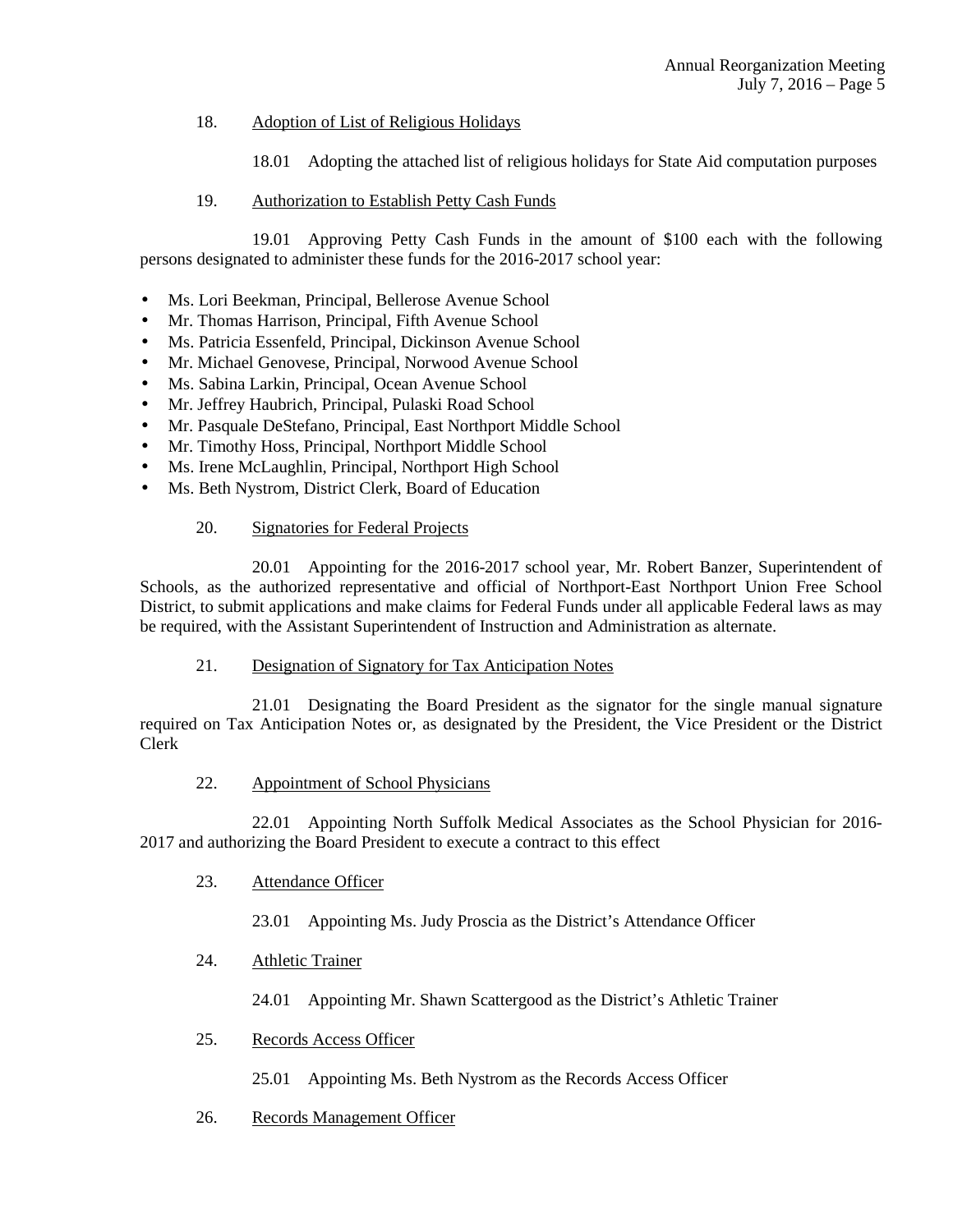18. Adoption of List of Religious Holidays

18.01 Adopting the attached list of religious holidays for State Aid computation purposes

19. Authorization to Establish Petty Cash Funds

19.01 Approving Petty Cash Funds in the amount of $100 each with the following persons designated to administer these funds for the 2016-2017 school year:

- Ms. Lori Beekman, Principal, Bellerose Avenue School
- Mr. Thomas Harrison, Principal, Fifth Avenue School
- Ms. Patricia Essenfeld, Principal, Dickinson Avenue School
- Mr. Michael Genovese, Principal, Norwood Avenue School
- Ms. Sabina Larkin, Principal, Ocean Avenue School
- Mr. Jeffrey Haubrich, Principal, Pulaski Road School
- Mr. Pasquale DeStefano, Principal, East Northport Middle School
- Mr. Timothy Hoss, Principal, Northport Middle School
- Ms. Irene McLaughlin, Principal, Northport High School
- Ms. Beth Nystrom, District Clerk, Board of Education

20. Signatories for Federal Projects

20.01 Appointing for the 2016-2017 school year, Mr. Robert Banzer, Superintendent of Schools, as the authorized representative and official of Northport-East Northport Union Free School District, to submit applications and make claims for Federal Funds under all applicable Federal laws as may be required, with the Assistant Superintendent of Instruction and Administration as alternate.

21. Designation of Signatory for Tax Anticipation Notes

21.01 Designating the Board President as the signator for the single manual signature required on Tax Anticipation Notes or, as designated by the President, the Vice President or the District Clerk

22. Appointment of School Physicians

22.01 Appointing North Suffolk Medical Associates as the School Physician for 2016-2017 and authorizing the Board President to execute a contract to this effect

23. Attendance Officer

23.01 Appointing Ms. Judy Proscia as the District's Attendance Officer

24. Athletic Trainer

24.01 Appointing Mr. Shawn Scattergood as the District's Athletic Trainer

25. Records Access Officer

25.01 Appointing Ms. Beth Nystrom as the Records Access Officer

26. Records Management Officer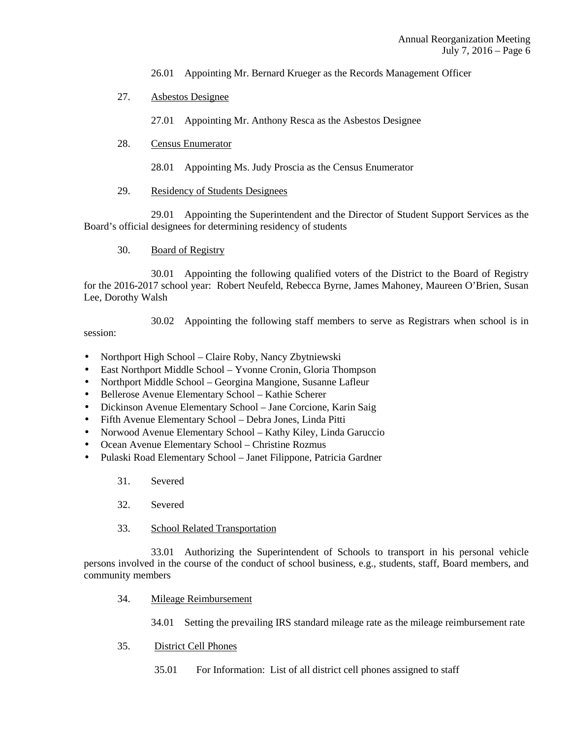26.01 Appointing Mr. Bernard Krueger as the Records Management Officer

27. <u>Asbestos Designee</u>

27.01 Appointing Mr. Anthony Resca as the Asbestos Designee

28. <u>Census Enumerator</u>

28.01 Appointing Ms. Judy Proscia as the Census Enumerator

29. <u>Residency of Students Designees</u>

29.01 Appointing the Superintendent and the Director of Student Support Services as the Board's official designees for determining residency of students

30. <u>Board of Registry</u>

30.01 Appointing the following qualified voters of the District to the Board of Registry for the 2016-2017 school year: Robert Neufeld, Rebecca Byrne, James Mahoney, Maureen O'Brien, Susan Lee, Dorothy Walsh

30.02 Appointing the following staff members to serve as Registrars when school is in session:

- Northport High School – Claire Roby, Nancy Zbytniewski
- East Northport Middle School – Yvonne Cronin, Gloria Thompson
- Northport Middle School – Georgina Mangione, Susanne Lafleur
- Bellerose Avenue Elementary School – Kathie Scherer
- Dickinson Avenue Elementary School – Jane Corcione, Karin Saig
- Fifth Avenue Elementary School – Debra Jones, Linda Pitti
- Norwood Avenue Elementary School – Kathy Kiley, Linda Garuccio
- Ocean Avenue Elementary School – Christine Rozmus
- Pulaski Road Elementary School – Janet Filippone, Patricia Gardner

31. Severed

32. Severed

33. <u>School Related Transportation</u>

33.01 Authorizing the Superintendent of Schools to transport in his personal vehicle persons involved in the course of the conduct of school business, e.g., students, staff, Board members, and community members

34. <u>Mileage Reimbursement</u>

34.01 Setting the prevailing IRS standard mileage rate as the mileage reimbursement rate

35. <u>District Cell Phones</u>

35.01 For Information: List of all district cell phones assigned to staff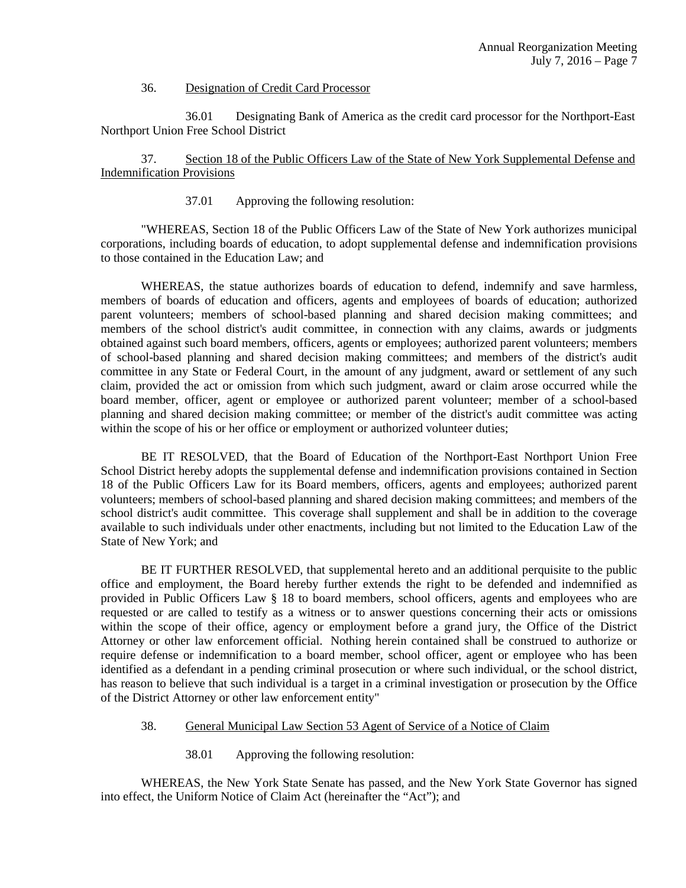36. <u>Designation of Credit Card Processor</u>

36.01 Designating Bank of America as the credit card processor for the Northport-East Northport Union Free School District

37. <u>Section 18 of the Public Officers Law of the State of New York Supplemental Defense and Indemnification Provisions</u>

37.01 Approving the following resolution:

"WHEREAS, Section 18 of the Public Officers Law of the State of New York authorizes municipal corporations, including boards of education, to adopt supplemental defense and indemnification provisions to those contained in the Education Law; and

WHEREAS, the statue authorizes boards of education to defend, indemnify and save harmless, members of boards of education and officers, agents and employees of boards of education; authorized parent volunteers; members of school-based planning and shared decision making committees; and members of the school district's audit committee, in connection with any claims, awards or judgments obtained against such board members, officers, agents or employees; authorized parent volunteers; members of school-based planning and shared decision making committees; and members of the district's audit committee in any State or Federal Court, in the amount of any judgment, award or settlement of any such claim, provided the act or omission from which such judgment, award or claim arose occurred while the board member, officer, agent or employee or authorized parent volunteer; member of a school-based planning and shared decision making committee; or member of the district's audit committee was acting within the scope of his or her office or employment or authorized volunteer duties;

BE IT RESOLVED, that the Board of Education of the Northport-East Northport Union Free School District hereby adopts the supplemental defense and indemnification provisions contained in Section 18 of the Public Officers Law for its Board members, officers, agents and employees; authorized parent volunteers; members of school-based planning and shared decision making committees; and members of the school district's audit committee. This coverage shall supplement and shall be in addition to the coverage available to such individuals under other enactments, including but not limited to the Education Law of the State of New York; and

BE IT FURTHER RESOLVED, that supplemental hereto and an additional perquisite to the public office and employment, the Board hereby further extends the right to be defended and indemnified as provided in Public Officers Law § 18 to board members, school officers, agents and employees who are requested or are called to testify as a witness or to answer questions concerning their acts or omissions within the scope of their office, agency or employment before a grand jury, the Office of the District Attorney or other law enforcement official. Nothing herein contained shall be construed to authorize or require defense or indemnification to a board member, school officer, agent or employee who has been identified as a defendant in a pending criminal prosecution or where such individual, or the school district, has reason to believe that such individual is a target in a criminal investigation or prosecution by the Office of the District Attorney or other law enforcement entity"

38. <u>General Municipal Law Section 53 Agent of Service of a Notice of Claim</u>

38.01 Approving the following resolution:

WHEREAS, the New York State Senate has passed, and the New York State Governor has signed into effect, the Uniform Notice of Claim Act (hereinafter the "Act"); and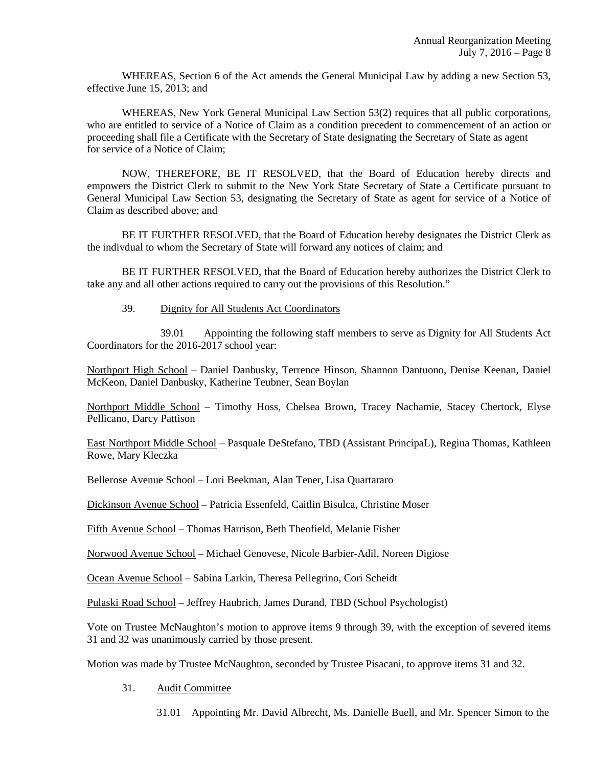WHEREAS, Section 6 of the Act amends the General Municipal Law by adding a new Section 53, effective June 15, 2013; and

WHEREAS, New York General Municipal Law Section 53(2) requires that all public corporations, who are entitled to service of a Notice of Claim as a condition precedent to commencement of an action or proceeding shall file a Certificate with the Secretary of State designating the Secretary of State as agent for service of a Notice of Claim;

NOW, THEREFORE, BE IT RESOLVED, that the Board of Education hereby directs and empowers the District Clerk to submit to the New York State Secretary of State a Certificate pursuant to General Municipal Law Section 53, designating the Secretary of State as agent for service of a Notice of Claim as described above; and

BE IT FURTHER RESOLVED, that the Board of Education hereby designates the District Clerk as the indivdual to whom the Secretary of State will forward any notices of claim; and

BE IT FURTHER RESOLVED, that the Board of Education hereby authorizes the District Clerk to take any and all other actions required to carry out the provisions of this Resolution."

39. Dignity for All Students Act Coordinators

39.01 Appointing the following staff members to serve as Dignity for All Students Act Coordinators for the 2016-2017 school year:

Northport High School – Daniel Danbusky, Terrence Hinson, Shannon Dantuono, Denise Keenan, Daniel McKeon, Daniel Danbusky, Katherine Teubner, Sean Boylan

Northport Middle School – Timothy Hoss, Chelsea Brown, Tracey Nachamie, Stacey Chertock, Elyse Pellicano, Darcy Pattison

East Northport Middle School – Pasquale DeStefano, TBD (Assistant PrincipaL), Regina Thomas, Kathleen Rowe, Mary Kleczka

Bellerose Avenue School – Lori Beekman, Alan Tener, Lisa Quartararo

Dickinson Avenue School – Patricia Essenfeld, Caitlin Bisulca, Christine Moser

Fifth Avenue School – Thomas Harrison, Beth Theofield, Melanie Fisher

Norwood Avenue School – Michael Genovese, Nicole Barbier-Adil, Noreen Digiose

Ocean Avenue School – Sabina Larkin, Theresa Pellegrino, Cori Scheidt

Pulaski Road School – Jeffrey Haubrich, James Durand, TBD (School Psychologist)

Vote on Trustee McNaughton's motion to approve items 9 through 39, with the exception of severed items 31 and 32 was unanimously carried by those present.

Motion was made by Trustee McNaughton, seconded by Trustee Pisacani, to approve items 31 and 32.

31. Audit Committee

31.01 Appointing Mr. David Albrecht, Ms. Danielle Buell, and Mr. Spencer Simon to the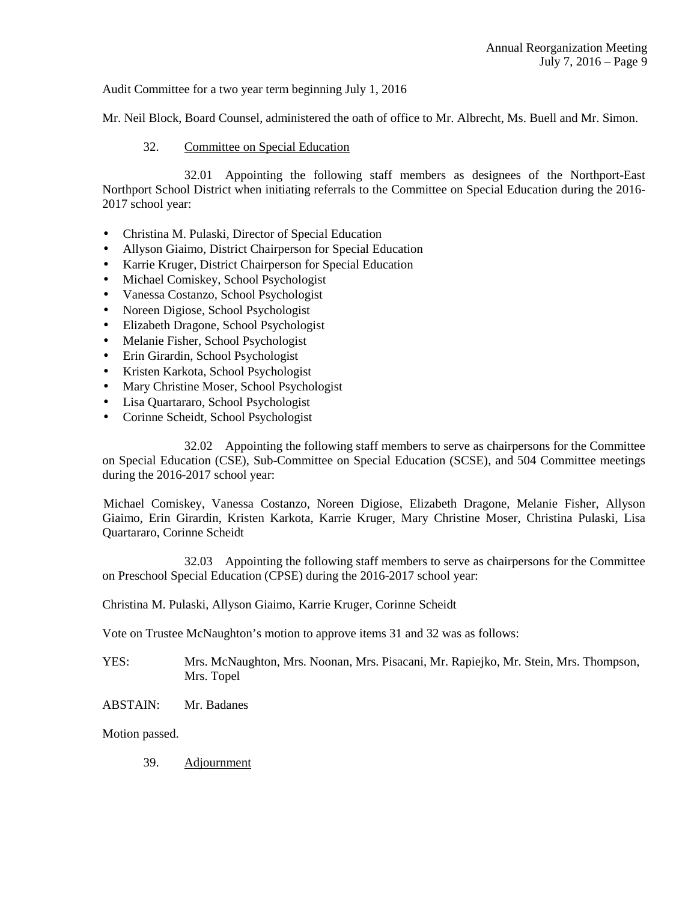Audit Committee for a two year term beginning July 1, 2016

Mr. Neil Block, Board Counsel, administered the oath of office to Mr. Albrecht, Ms. Buell and Mr. Simon.

32. Committee on Special Education

32.01 Appointing the following staff members as designees of the Northport-East Northport School District when initiating referrals to the Committee on Special Education during the 2016-2017 school year:

- Christina M. Pulaski, Director of Special Education
- Allyson Giaimo, District Chairperson for Special Education
- Karrie Kruger, District Chairperson for Special Education
- Michael Comiskey, School Psychologist
- Vanessa Costanzo, School Psychologist
- Noreen Digiose, School Psychologist
- Elizabeth Dragone, School Psychologist
- Melanie Fisher, School Psychologist
- Erin Girardin, School Psychologist
- Kristen Karkota, School Psychologist
- Mary Christine Moser, School Psychologist
- Lisa Quartararo, School Psychologist
- Corinne Scheidt, School Psychologist

32.02 Appointing the following staff members to serve as chairpersons for the Committee on Special Education (CSE), Sub-Committee on Special Education (SCSE), and 504 Committee meetings during the 2016-2017 school year:

Michael Comiskey, Vanessa Costanzo, Noreen Digiose, Elizabeth Dragone, Melanie Fisher, Allyson Giaimo, Erin Girardin, Kristen Karkota, Karrie Kruger, Mary Christine Moser, Christina Pulaski, Lisa Quartararo, Corinne Scheidt

32.03 Appointing the following staff members to serve as chairpersons for the Committee on Preschool Special Education (CPSE) during the 2016-2017 school year:

Christina M. Pulaski, Allyson Giaimo, Karrie Kruger, Corinne Scheidt

Vote on Trustee McNaughton's motion to approve items 31 and 32 was as follows:

YES: Mrs. McNaughton, Mrs. Noonan, Mrs. Pisacani, Mr. Rapiejko, Mr. Stein, Mrs. Thompson, Mrs. Topel

ABSTAIN: Mr. Badanes

Motion passed.

39. Adjournment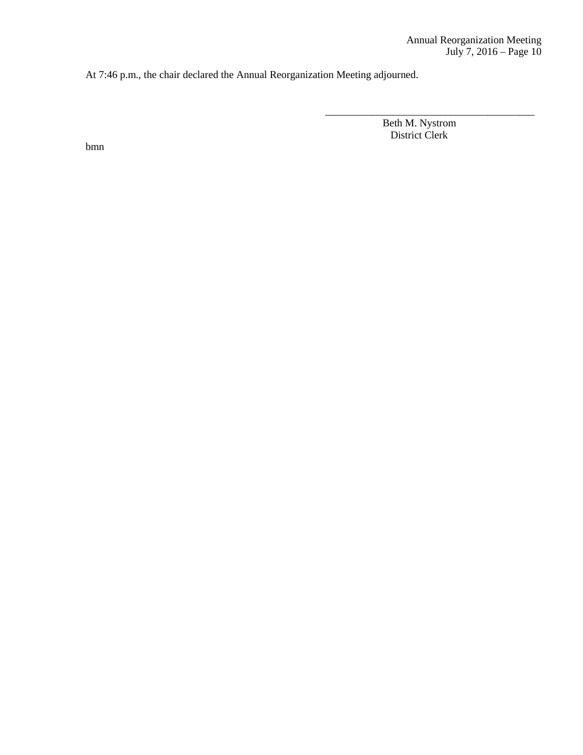At 7:46 p.m., the chair declared the Annual Reorganization Meeting adjourned.

\_\_\_\_\_\_\_\_\_\_\_\_\_\_\_\_\_\_\_\_\_\_\_\_\_\_\_\_\_\_\_\_\_\_\_\_\_\_\_\_

Beth M. Nystrom
District Clerk

bmn